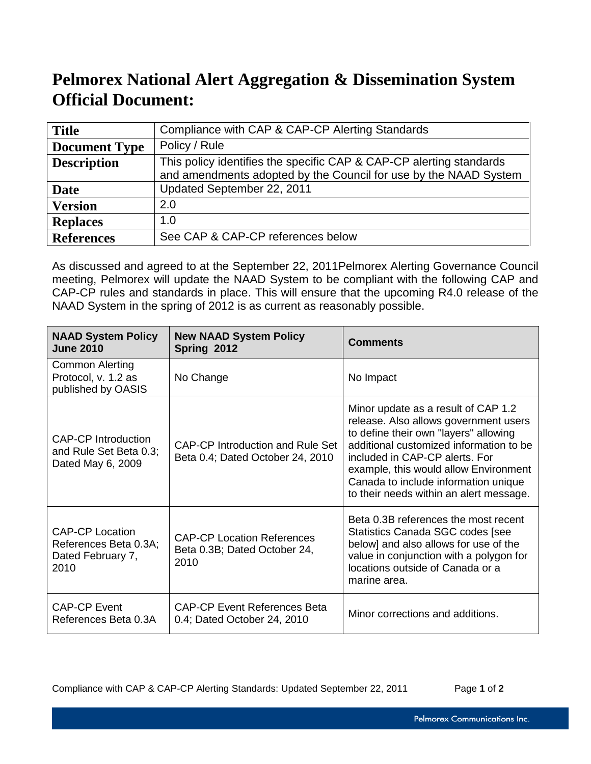# Pelmorex National Alert Aggregation & Dissemination System Official Document:

| **Title** | Compliance with CAP & CAP-CP Alerting Standards |
|---|---|
| **Document Type** | Policy / Rule |
| **Description** | This policy identifies the specific CAP & CAP-CP alerting standards and amendments adopted by the Council for use by the NAAD System |
| **Date** | Updated September 22, 2011 |
| **Version** | 2.0 |
| **Replaces** | 1.0 |
| **References** | See CAP & CAP-CP references below |

As discussed and agreed to at the September 22, 2011Pelmorex Alerting Governance Council meeting, Pelmorex will update the NAAD System to be compliant with the following CAP and CAP-CP rules and standards in place. This will ensure that the upcoming R4.0 release of the NAAD System in the spring of 2012 is as current as reasonably possible.

| NAAD System Policy June 2010 | New NAAD System Policy Spring 2012 | Comments |
|---|---|---|
| Common Alerting Protocol, v. 1.2 as published by OASIS | No Change | No Impact |
| CAP-CP Introduction and Rule Set Beta 0.3; Dated May 6, 2009 | CAP-CP Introduction and Rule Set Beta 0.4; Dated October 24, 2010 | Minor update as a result of CAP 1.2 release. Also allows government users to define their own "layers" allowing additional customized information to be included in CAP-CP alerts. For example, this would allow Environment Canada to include information unique to their needs within an alert message. |
| CAP-CP Location References Beta 0.3A; Dated February 7, 2010 | CAP-CP Location References Beta 0.3B; Dated October 24, 2010 | Beta 0.3B references the most recent Statistics Canada SGC codes [see below] and also allows for use of the value in conjunction with a polygon for locations outside of Canada or a marine area. |
| CAP-CP Event References Beta 0.3A | CAP-CP Event References Beta 0.4; Dated October 24, 2010 | Minor corrections and additions. |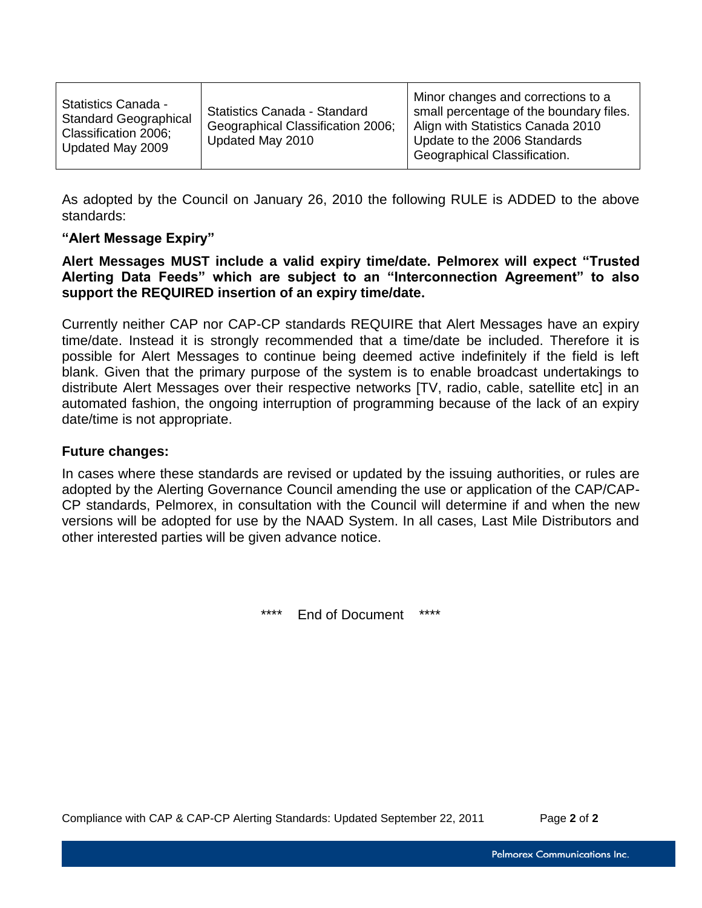| | | |
|---|---|---|
| Statistics Canada - Standard Geographical Classification 2006; Updated May 2009 | Statistics Canada - Standard Geographical Classification 2006; Updated May 2010 | Minor changes and corrections to a small percentage of the boundary files. Align with Statistics Canada 2010 Update to the 2006 Standards Geographical Classification. |

As adopted by the Council on January 26, 2010 the following RULE is ADDED to the above standards:

**"Alert Message Expiry"**

**Alert Messages MUST include a valid expiry time/date. Pelmorex will expect "Trusted Alerting Data Feeds" which are subject to an "Interconnection Agreement" to also support the REQUIRED insertion of an expiry time/date.**

Currently neither CAP nor CAP-CP standards REQUIRE that Alert Messages have an expiry time/date. Instead it is strongly recommended that a time/date be included. Therefore it is possible for Alert Messages to continue being deemed active indefinitely if the field is left blank. Given that the primary purpose of the system is to enable broadcast undertakings to distribute Alert Messages over their respective networks [TV, radio, cable, satellite etc] in an automated fashion, the ongoing interruption of programming because of the lack of an expiry date/time is not appropriate.

**Future changes:**

In cases where these standards are revised or updated by the issuing authorities, or rules are adopted by the Alerting Governance Council amending the use or application of the CAP/CAP-CP standards, Pelmorex, in consultation with the Council will determine if and when the new versions will be adopted for use by the NAAD System. In all cases, Last Mile Distributors and other interested parties will be given advance notice.

**** End of Document ****